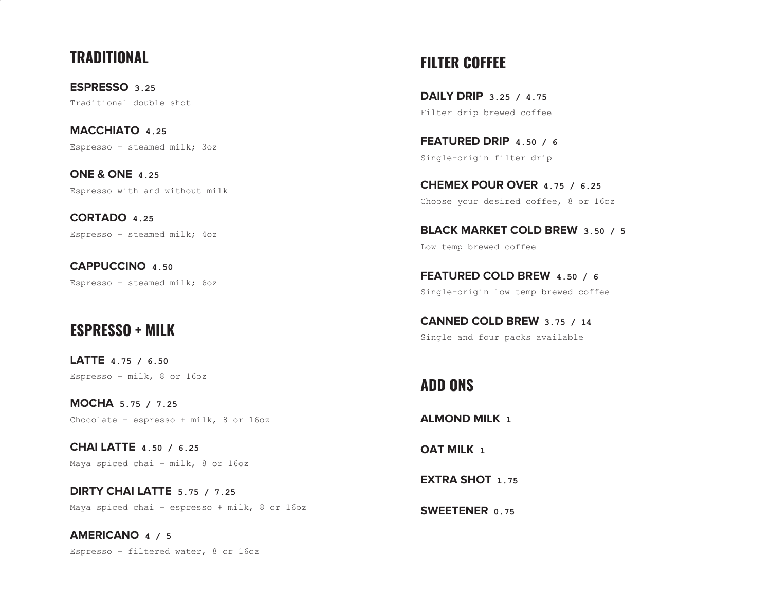## TRADITIONAL

**ESPRESSO** 3.25
Traditional double shot

**MACCHIATO** 4.25
Espresso + steamed milk; 3oz

**ONE & ONE** 4.25
Espresso with and without milk

**CORTADO** 4.25
Espresso + steamed milk; 4oz

**CAPPUCCINO** 4.50
Espresso + steamed milk; 6oz

## ESPRESSO + MILK

**LATTE** 4.75 / 6.50
Espresso + milk, 8 or 16oz

**MOCHA** 5.75 / 7.25
Chocolate + espresso + milk, 8 or 16oz

**CHAI LATTE** 4.50 / 6.25
Maya spiced chai + milk, 8 or 16oz

**DIRTY CHAI LATTE** 5.75 / 7.25
Maya spiced chai + espresso + milk, 8 or 16oz

**AMERICANO** 4 / 5
Espresso + filtered water, 8 or 16oz

## FILTER COFFEE

**DAILY DRIP** 3.25 / 4.75
Filter drip brewed coffee

**FEATURED DRIP** 4.50 / 6
Single-origin filter drip

**CHEMEX POUR OVER** 4.75 / 6.25
Choose your desired coffee, 8 or 16oz

**BLACK MARKET COLD BREW** 3.50 / 5
Low temp brewed coffee

**FEATURED COLD BREW** 4.50 / 6
Single-origin low temp brewed coffee

**CANNED COLD BREW** 3.75 / 14
Single and four packs available

## ADD ONS

**ALMOND MILK** 1

**OAT MILK** 1

**EXTRA SHOT** 1.75

**SWEETENER** 0.75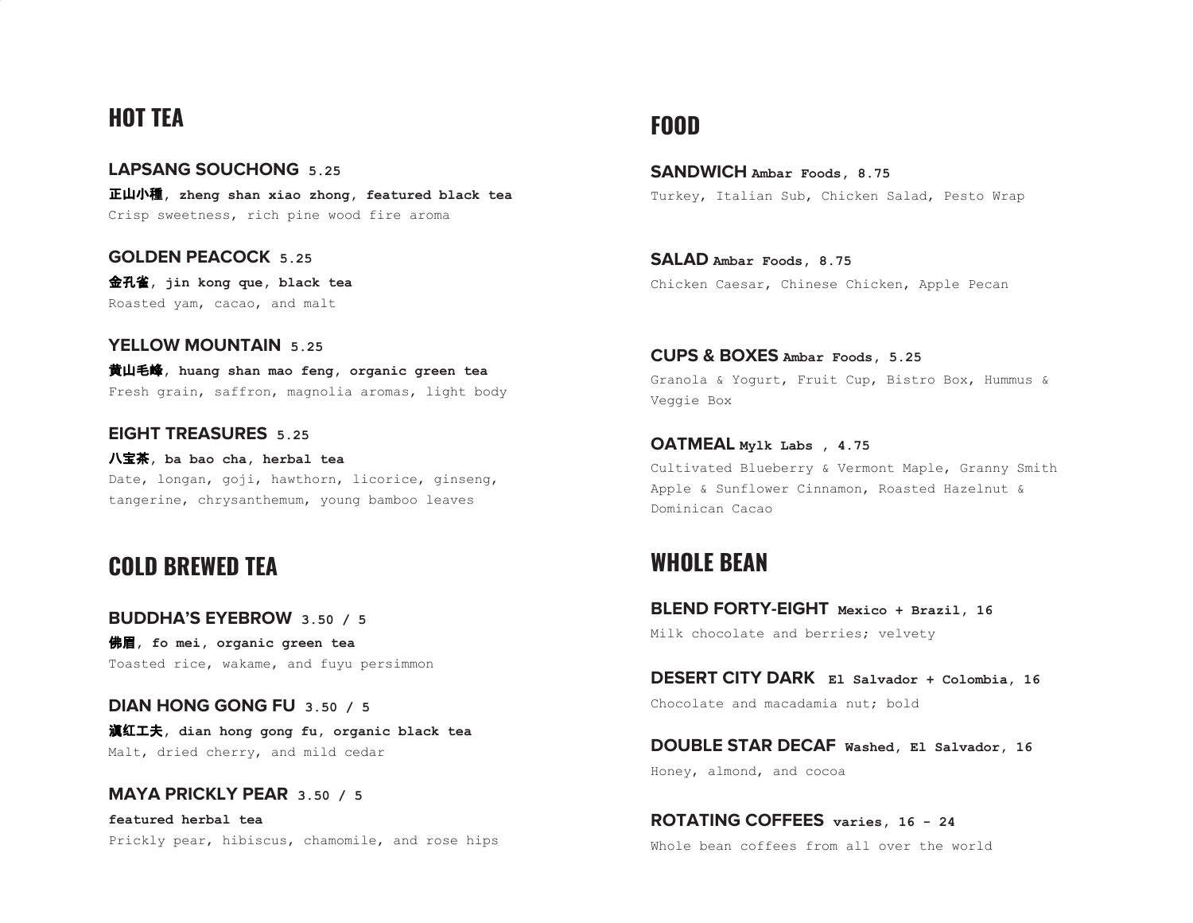## HOT TEA

### LAPSANG SOUCHONG 5.25

**正山小種, zheng shan xiao zhong, featured black tea**

Crisp sweetness, rich pine wood fire aroma

### GOLDEN PEACOCK 5.25

**金孔雀, jin kong que, black tea**

Roasted yam, cacao, and malt

### YELLOW MOUNTAIN 5.25

**黃山毛峰, huang shan mao feng, organic green tea**

Fresh grain, saffron, magnolia aromas, light body

### EIGHT TREASURES 5.25

**八宝茶, ba bao cha, herbal tea**

Date, longan, goji, hawthorn, licorice, ginseng, tangerine, chrysanthemum, young bamboo leaves

## COLD BREWED TEA

### BUDDHA'S EYEBROW 3.50 / 5

**佛眉, fo mei, organic green tea**

Toasted rice, wakame, and fuyu persimmon

### DIAN HONG GONG FU 3.50 / 5

**滇红工夫, dian hong gong fu, organic black tea**

Malt, dried cherry, and mild cedar

### MAYA PRICKLY PEAR 3.50 / 5

**featured herbal tea**

Prickly pear, hibiscus, chamomile, and rose hips

## FOOD

### SANDWICH Ambar Foods, 8.75

Turkey, Italian Sub, Chicken Salad, Pesto Wrap

### SALAD Ambar Foods, 8.75

Chicken Caesar, Chinese Chicken, Apple Pecan

### CUPS & BOXES Ambar Foods, 5.25

Granola & Yogurt, Fruit Cup, Bistro Box, Hummus & Veggie Box

### OATMEAL Mylk Labs , 4.75

Cultivated Blueberry & Vermont Maple, Granny Smith Apple & Sunflower Cinnamon, Roasted Hazelnut & Dominican Cacao

## WHOLE BEAN

### BLEND FORTY-EIGHT Mexico + Brazil, 16

Milk chocolate and berries; velvety

### DESERT CITY DARK El Salvador + Colombia, 16

Chocolate and macadamia nut; bold

### DOUBLE STAR DECAF Washed, El Salvador, 16

Honey, almond, and cocoa

### ROTATING COFFEES varies, 16 - 24

Whole bean coffees from all over the world